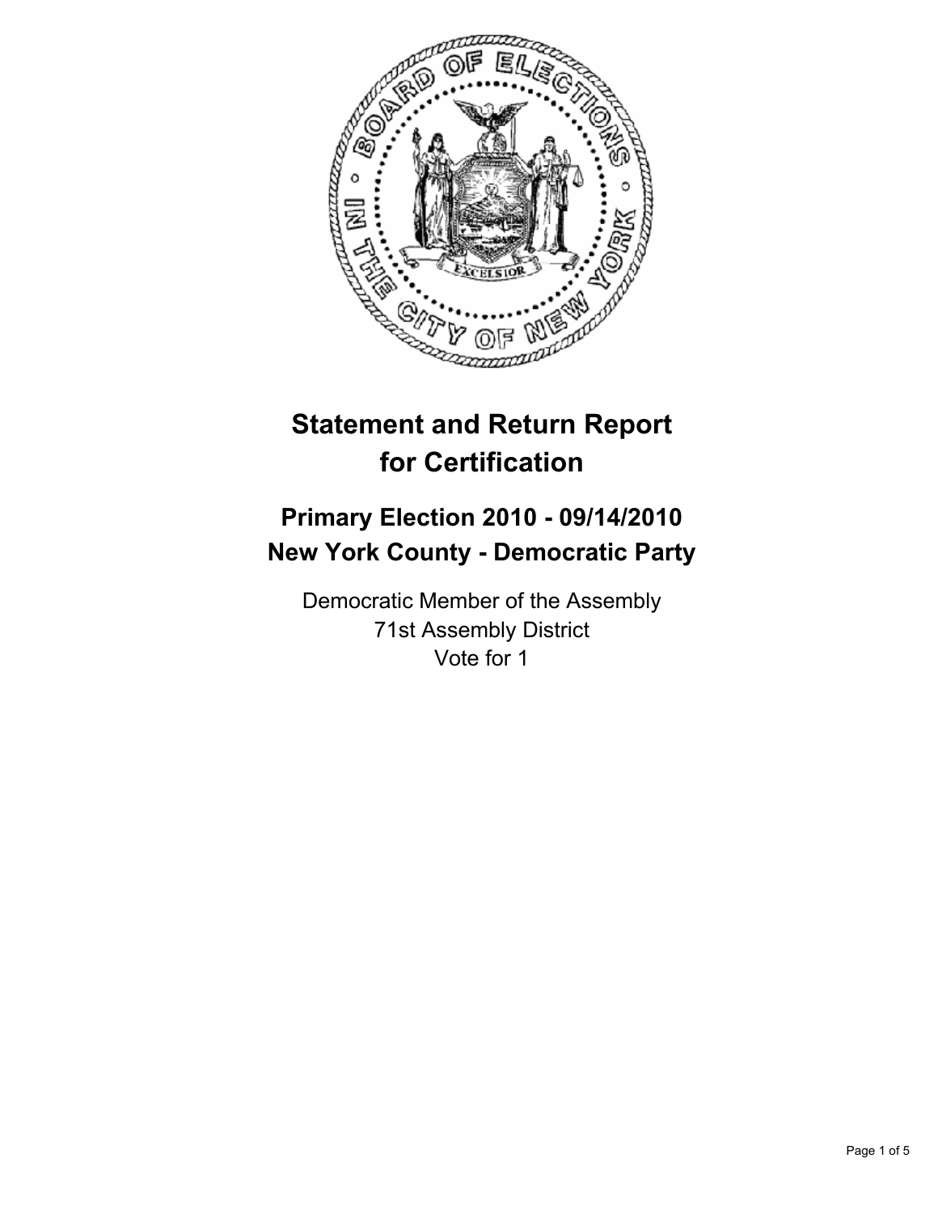# Statement and Return Report for Certification

## Primary Election 2010 - 09/14/2010
## New York County - Democratic Party

Democratic Member of the Assembly
71st Assembly District
Vote for 1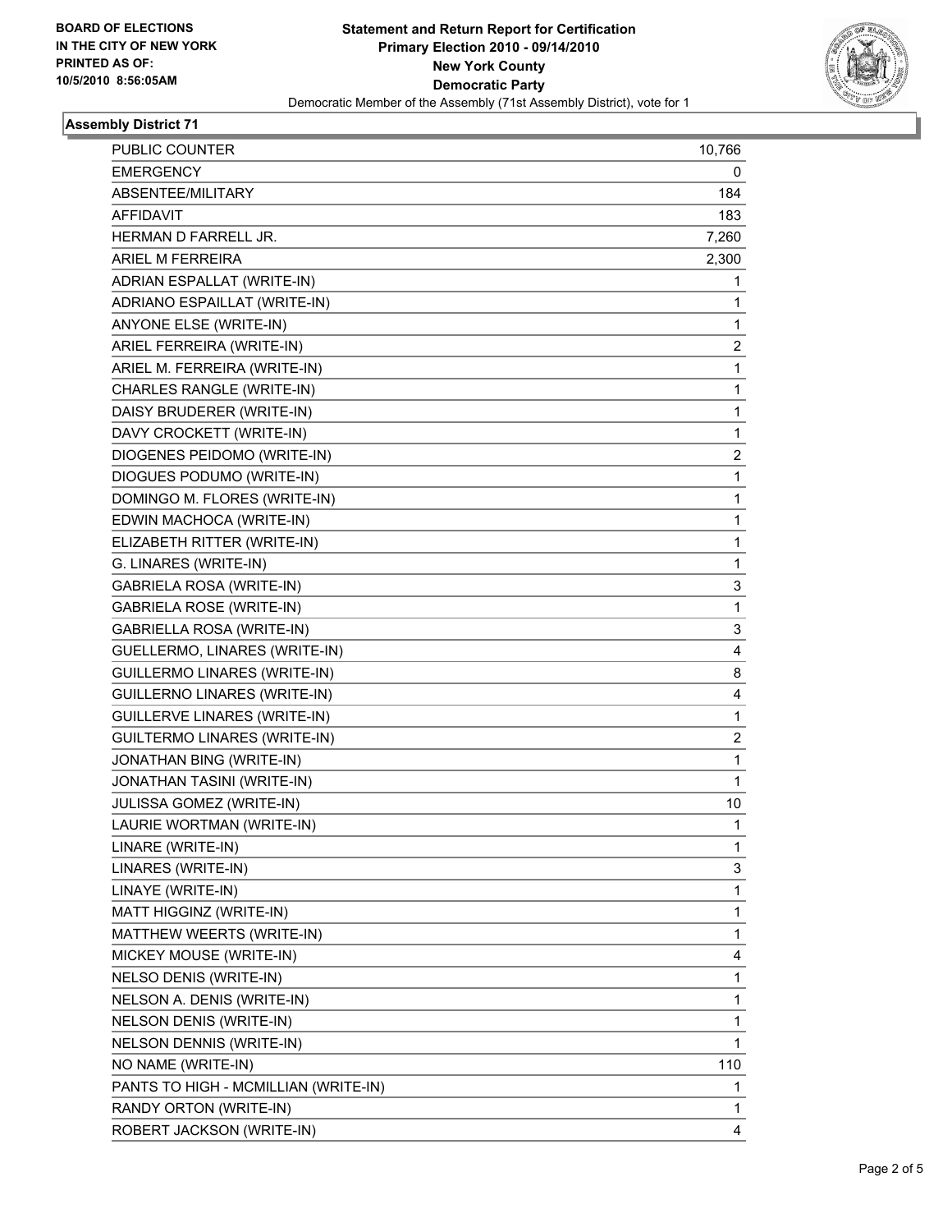**BOARD OF ELECTIONS IN THE CITY OF NEW YORK PRINTED AS OF: 10/5/2010 8:56:05AM**

**Statement and Return Report for Certification**
**Primary Election 2010 - 09/14/2010**
**New York County**
**Democratic Party**
Democratic Member of the Assembly (71st Assembly District), vote for 1

## Assembly District 71

| | |
|---|---|
| PUBLIC COUNTER | 10,766 |
| EMERGENCY | 0 |
| ABSENTEE/MILITARY | 184 |
| AFFIDAVIT | 183 |
| HERMAN D FARRELL JR. | 7,260 |
| ARIEL M FERREIRA | 2,300 |
| ADRIAN ESPALLAT (WRITE-IN) | 1 |
| ADRIANO ESPAILLAT (WRITE-IN) | 1 |
| ANYONE ELSE (WRITE-IN) | 1 |
| ARIEL FERREIRA (WRITE-IN) | 2 |
| ARIEL M. FERREIRA (WRITE-IN) | 1 |
| CHARLES RANGLE (WRITE-IN) | 1 |
| DAISY BRUDERER (WRITE-IN) | 1 |
| DAVY CROCKETT (WRITE-IN) | 1 |
| DIOGENES PEIDOMO (WRITE-IN) | 2 |
| DIOGUES PODUMO (WRITE-IN) | 1 |
| DOMINGO M. FLORES (WRITE-IN) | 1 |
| EDWIN MACHOCA (WRITE-IN) | 1 |
| ELIZABETH RITTER (WRITE-IN) | 1 |
| G. LINARES (WRITE-IN) | 1 |
| GABRIELA ROSA (WRITE-IN) | 3 |
| GABRIELA ROSE (WRITE-IN) | 1 |
| GABRIELLA ROSA (WRITE-IN) | 3 |
| GUELLERMO, LINARES (WRITE-IN) | 4 |
| GUILLERMO LINARES (WRITE-IN) | 8 |
| GUILLERNO LINARES (WRITE-IN) | 4 |
| GUILLERVE LINARES (WRITE-IN) | 1 |
| GUILTERMO LINARES (WRITE-IN) | 2 |
| JONATHAN BING (WRITE-IN) | 1 |
| JONATHAN TASINI (WRITE-IN) | 1 |
| JULISSA GOMEZ (WRITE-IN) | 10 |
| LAURIE WORTMAN (WRITE-IN) | 1 |
| LINARE (WRITE-IN) | 1 |
| LINARES (WRITE-IN) | 3 |
| LINAYE (WRITE-IN) | 1 |
| MATT HIGGINZ (WRITE-IN) | 1 |
| MATTHEW WEERTS (WRITE-IN) | 1 |
| MICKEY MOUSE (WRITE-IN) | 4 |
| NELSO DENIS (WRITE-IN) | 1 |
| NELSON A. DENIS (WRITE-IN) | 1 |
| NELSON DENIS (WRITE-IN) | 1 |
| NELSON DENNIS (WRITE-IN) | 1 |
| NO NAME (WRITE-IN) | 110 |
| PANTS TO HIGH - MCMILLIAN (WRITE-IN) | 1 |
| RANDY ORTON (WRITE-IN) | 1 |
| ROBERT JACKSON (WRITE-IN) | 4 |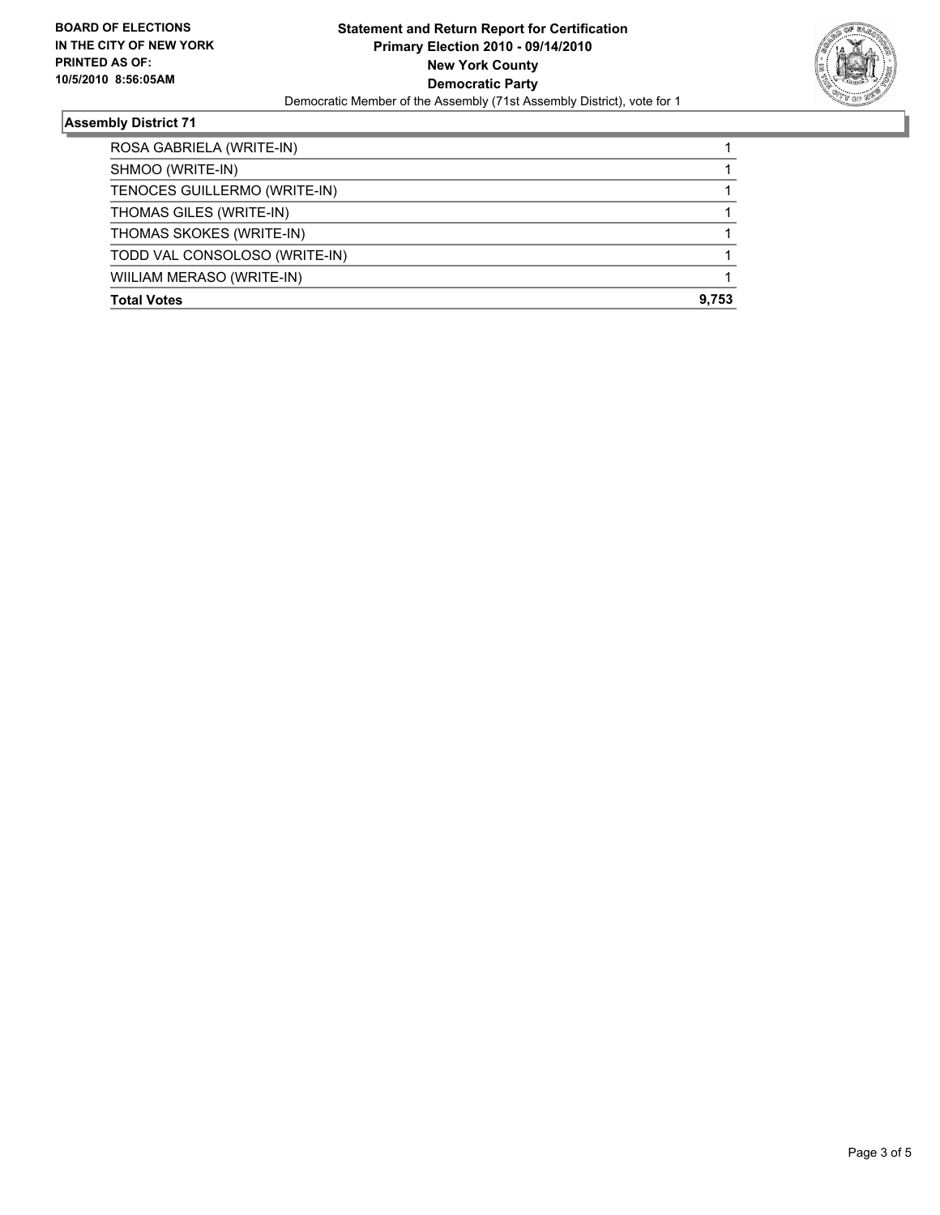**BOARD OF ELECTIONS IN THE CITY OF NEW YORK PRINTED AS OF: 10/5/2010 8:56:05AM**

**Statement and Return Report for Certification**
**Primary Election 2010 - 09/14/2010**
**New York County**
**Democratic Party**
Democratic Member of the Assembly (71st Assembly District), vote for 1

## Assembly District 71

| | |
|---|---|
| ROSA GABRIELA (WRITE-IN) | 1 |
| SHMOO (WRITE-IN) | 1 |
| TENOCES GUILLERMO (WRITE-IN) | 1 |
| THOMAS GILES (WRITE-IN) | 1 |
| THOMAS SKOKES (WRITE-IN) | 1 |
| TODD VAL CONSOLOSO (WRITE-IN) | 1 |
| WIILIAM MERASO (WRITE-IN) | 1 |
| **Total Votes** | **9,753** |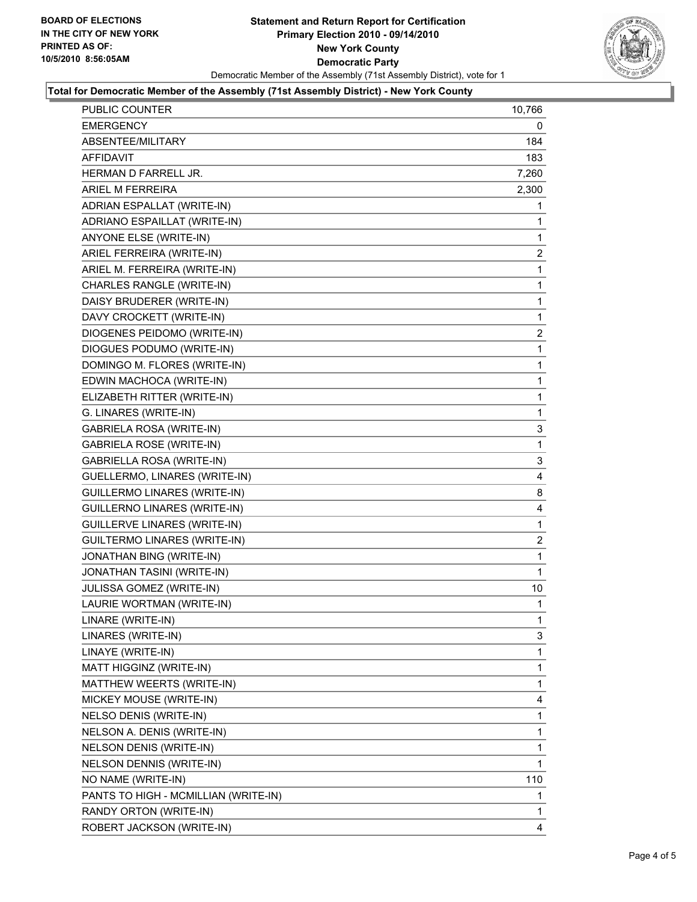**BOARD OF ELECTIONS IN THE CITY OF NEW YORK PRINTED AS OF: 10/5/2010 8:56:05AM**

# Statement and Return Report for Certification
## Primary Election 2010 - 09/14/2010
## New York County
## Democratic Party

Democratic Member of the Assembly (71st Assembly District), vote for 1

### Total for Democratic Member of the Assembly (71st Assembly District) - New York County

| | |
|---|---|
| PUBLIC COUNTER | 10,766 |
| EMERGENCY | 0 |
| ABSENTEE/MILITARY | 184 |
| AFFIDAVIT | 183 |
| HERMAN D FARRELL JR. | 7,260 |
| ARIEL M FERREIRA | 2,300 |
| ADRIAN ESPALLAT (WRITE-IN) | 1 |
| ADRIANO ESPAILLAT (WRITE-IN) | 1 |
| ANYONE ELSE (WRITE-IN) | 1 |
| ARIEL FERREIRA (WRITE-IN) | 2 |
| ARIEL M. FERREIRA (WRITE-IN) | 1 |
| CHARLES RANGLE (WRITE-IN) | 1 |
| DAISY BRUDERER (WRITE-IN) | 1 |
| DAVY CROCKETT (WRITE-IN) | 1 |
| DIOGENES PEIDOMO (WRITE-IN) | 2 |
| DIOGUES PODUMO (WRITE-IN) | 1 |
| DOMINGO M. FLORES (WRITE-IN) | 1 |
| EDWIN MACHOCA (WRITE-IN) | 1 |
| ELIZABETH RITTER (WRITE-IN) | 1 |
| G. LINARES (WRITE-IN) | 1 |
| GABRIELA ROSA (WRITE-IN) | 3 |
| GABRIELA ROSE (WRITE-IN) | 1 |
| GABRIELLA ROSA (WRITE-IN) | 3 |
| GUELLERMO, LINARES (WRITE-IN) | 4 |
| GUILLERMO LINARES (WRITE-IN) | 8 |
| GUILLERNO LINARES (WRITE-IN) | 4 |
| GUILLERVE LINARES (WRITE-IN) | 1 |
| GUILTERMO LINARES (WRITE-IN) | 2 |
| JONATHAN BING (WRITE-IN) | 1 |
| JONATHAN TASINI (WRITE-IN) | 1 |
| JULISSA GOMEZ (WRITE-IN) | 10 |
| LAURIE WORTMAN (WRITE-IN) | 1 |
| LINARE (WRITE-IN) | 1 |
| LINARES (WRITE-IN) | 3 |
| LINAYE (WRITE-IN) | 1 |
| MATT HIGGINZ (WRITE-IN) | 1 |
| MATTHEW WEERTS (WRITE-IN) | 1 |
| MICKEY MOUSE (WRITE-IN) | 4 |
| NELSO DENIS (WRITE-IN) | 1 |
| NELSON A. DENIS (WRITE-IN) | 1 |
| NELSON DENIS (WRITE-IN) | 1 |
| NELSON DENNIS (WRITE-IN) | 1 |
| NO NAME (WRITE-IN) | 110 |
| PANTS TO HIGH - MCMILLIAN (WRITE-IN) | 1 |
| RANDY ORTON (WRITE-IN) | 1 |
| ROBERT JACKSON (WRITE-IN) | 4 |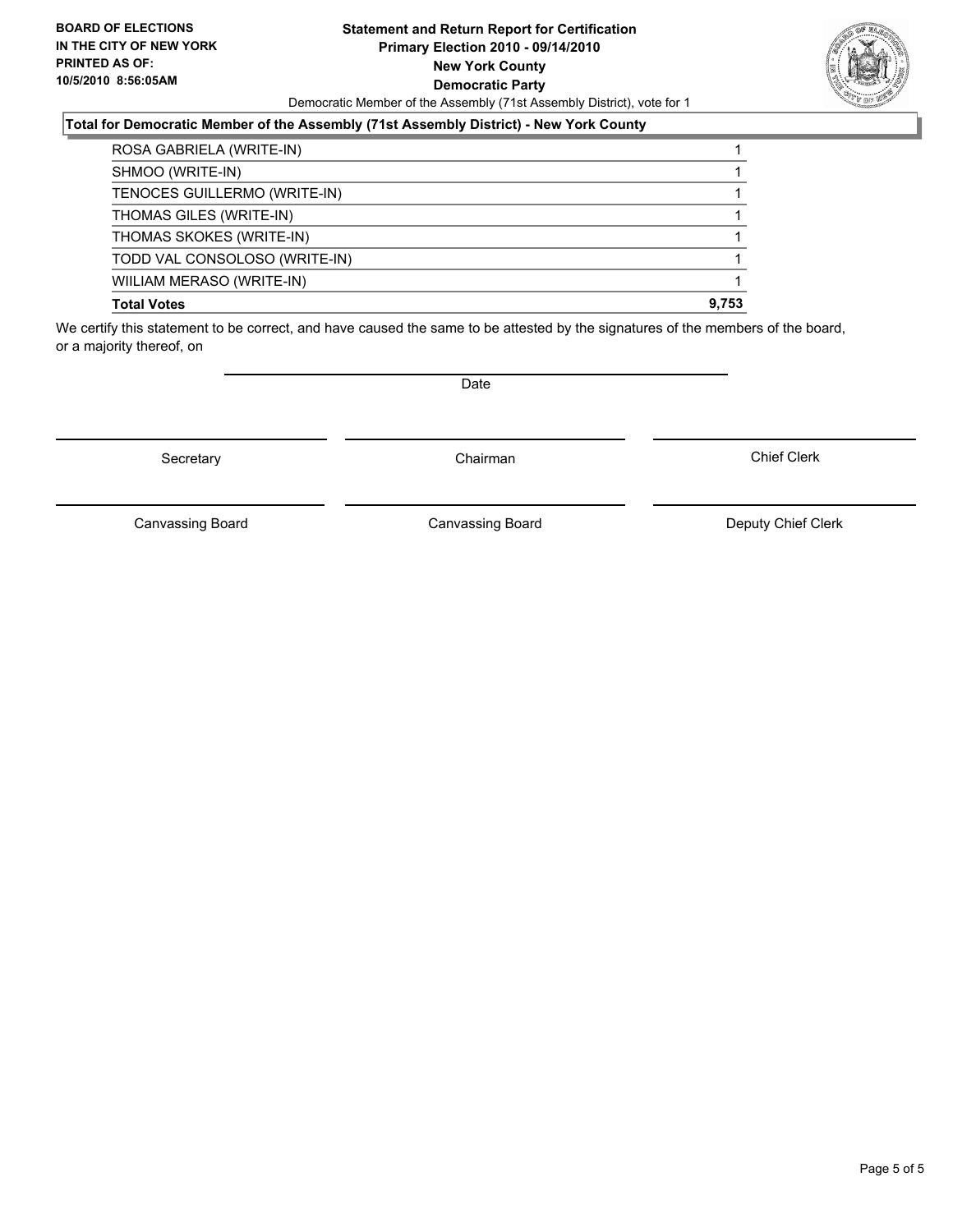**BOARD OF ELECTIONS IN THE CITY OF NEW YORK PRINTED AS OF: 10/5/2010 8:56:05AM**

**Statement and Return Report for Certification**
**Primary Election 2010 - 09/14/2010**
**New York County**
**Democratic Party**
Democratic Member of the Assembly (71st Assembly District), vote for 1

**Total for Democratic Member of the Assembly (71st Assembly District) - New York County**

| | |
|---|---|
| ROSA GABRIELA (WRITE-IN) | 1 |
| SHMOO (WRITE-IN) | 1 |
| TENOCES GUILLERMO (WRITE-IN) | 1 |
| THOMAS GILES (WRITE-IN) | 1 |
| THOMAS SKOKES (WRITE-IN) | 1 |
| TODD VAL CONSOLOSO (WRITE-IN) | 1 |
| WIILIAM MERASO (WRITE-IN) | 1 |
| **Total Votes** | **9,753** |

We certify this statement to be correct, and have caused the same to be attested by the signatures of the members of the board, or a majority thereof, on

Date

Secretary | Chairman | Chief Clerk

Canvassing Board | Canvassing Board | Deputy Chief Clerk